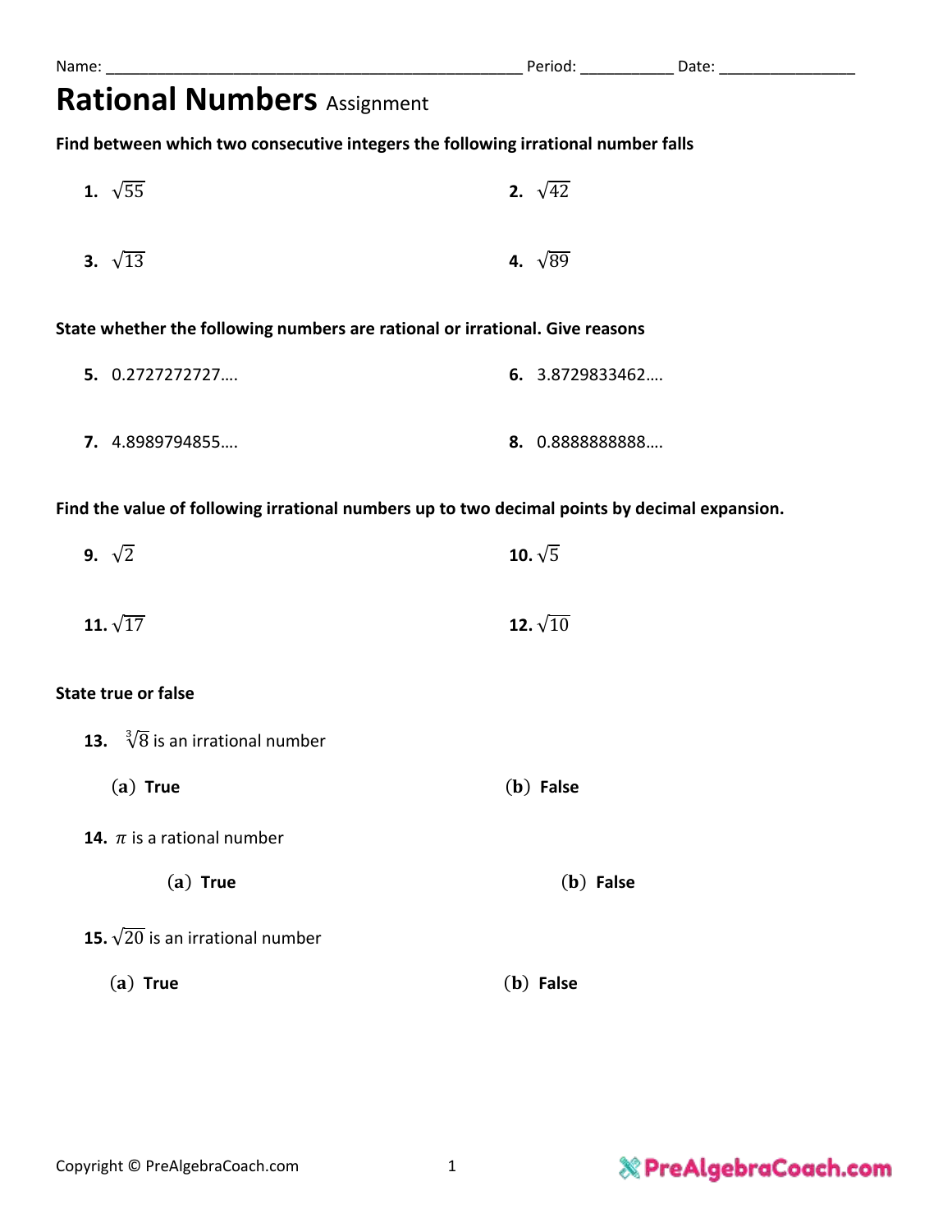Name: ________________________________________________ Period: __________ Date: _______________

# Rational Numbers Assignment

**Find between which two consecutive integers the following irrational number falls**

**1.** $\sqrt{55}$

**2.** $\sqrt{42}$

**3.** $\sqrt{13}$

**4.** $\sqrt{89}$

**State whether the following numbers are rational or irrational. Give reasons**

**5.** 0.2727272727….

**6.** 3.8729833462….

**7.** 4.8989794855….

**8.** 0.8888888888….

**Find the value of following irrational numbers up to two decimal points by decimal expansion.**

**9.** $\sqrt{2}$

**10.** $\sqrt{5}$

**11.** $\sqrt{17}$

**12.** $\sqrt{10}$

**State true or false**

**13.** $\sqrt[3]{8}$ is an irrational number

(a) **True**

(b) **False**

**14.** $\pi$ is a rational number

(a) **True**

(b) **False**

**15.** $\sqrt{20}$ is an irrational number

(a) **True**

(b) **False**

Copyright © PreAlgebraCoach.com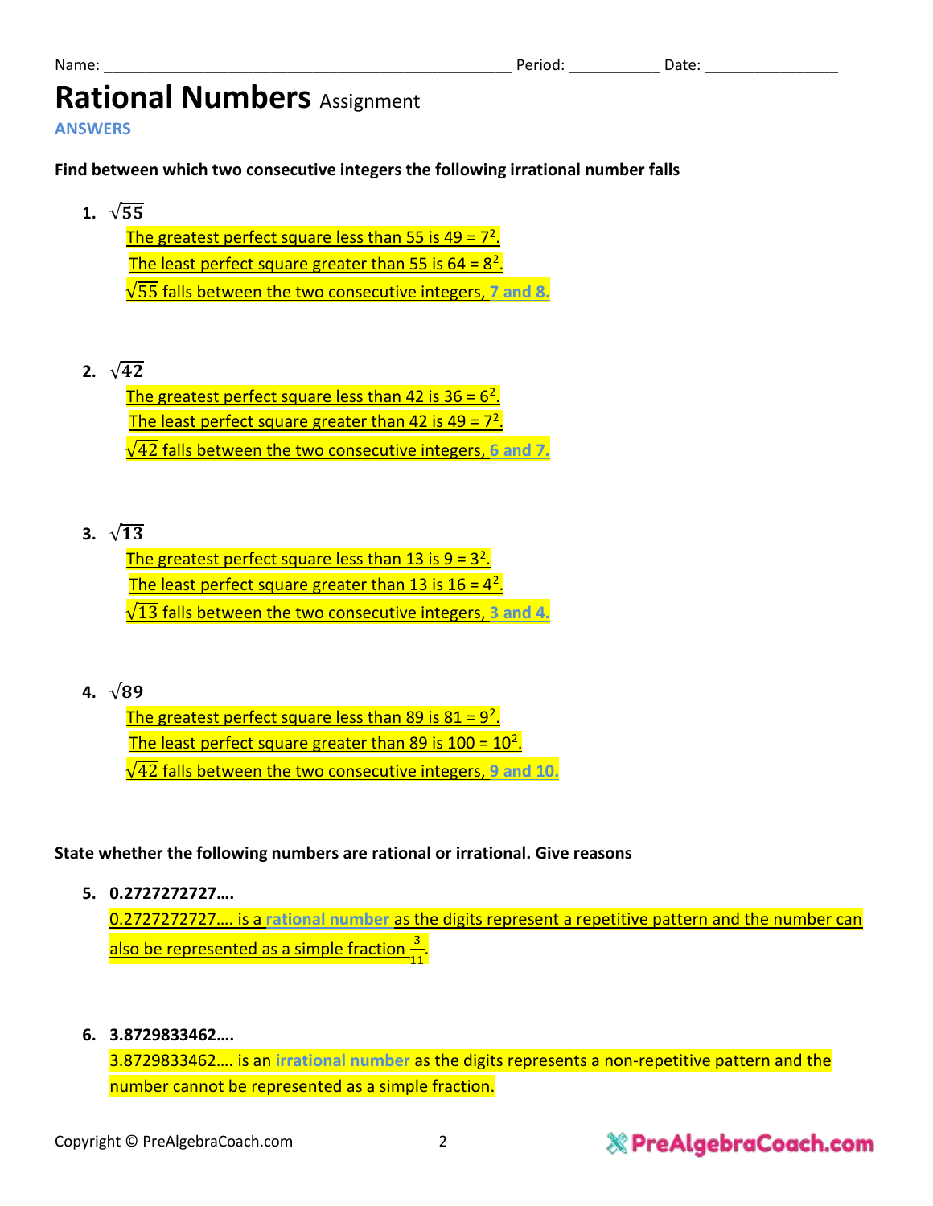Name: ______________________________________________ Period: __________ Date: _______________

# Rational Numbers Assignment

**ANSWERS**

**Find between which two consecutive integers the following irrational number falls**

1. $\sqrt{55}$

   The greatest perfect square less than 55 is 49 = $7^2$.

   The least perfect square greater than 55 is 64 = $8^2$.

   $\sqrt{55}$ falls between the two consecutive integers, **7 and 8.**

2. $\sqrt{42}$

   The greatest perfect square less than 42 is 36 = $6^2$.

   The least perfect square greater than 42 is 49 = $7^2$.

   $\sqrt{42}$ falls between the two consecutive integers, **6 and 7.**

3. $\sqrt{13}$

   The greatest perfect square less than 13 is 9 = $3^2$.

   The least perfect square greater than 13 is 16 = $4^2$.

   $\sqrt{13}$ falls between the two consecutive integers, **3 and 4.**

4. $\sqrt{89}$

   The greatest perfect square less than 89 is 81 = $9^2$.

   The least perfect square greater than 89 is 100 = $10^2$.

   $\sqrt{42}$ falls between the two consecutive integers, **9 and 10.**

**State whether the following numbers are rational or irrational. Give reasons**

5. **0.2727272727….**

   0.2727272727…. is a **rational number** as the digits represent a repetitive pattern and the number can also be represented as a simple fraction $\frac{3}{11}$.

6. **3.8729833462….**

   3.8729833462…. is an **irrational number** as the digits represents a non-repetitive pattern and the number cannot be represented as a simple fraction.

Copyright © PreAlgebraCoach.com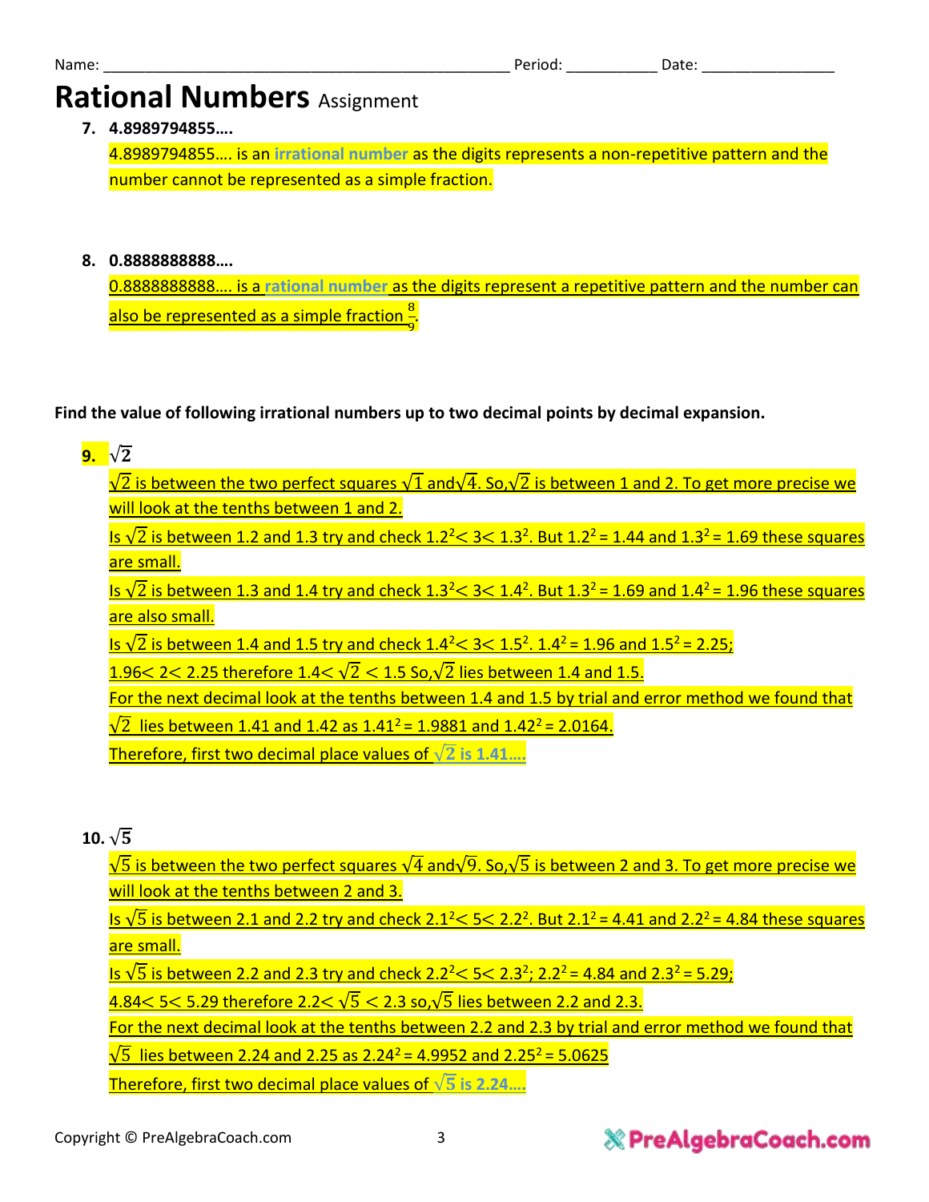Name: ______________________________________________ Period: __________ Date: _______________

# Rational Numbers Assignment

7. **4.8989794855….**

   4.8989794855…. is an **irrational number** as the digits represents a non-repetitive pattern and the number cannot be represented as a simple fraction.

8. **0.8888888888….**

   0.8888888888…. is a **rational number** as the digits represent a repetitive pattern and the number can also be represented as a simple fraction $\frac{8}{9}$.

**Find the value of following irrational numbers up to two decimal points by decimal expansion.**

9. $\sqrt{2}$

   $\sqrt{2}$ is between the two perfect squares $\sqrt{1}$ and $\sqrt{4}$. So, $\sqrt{2}$ is between 1 and 2. To get more precise we will look at the tenths between 1 and 2.

   Is $\sqrt{2}$ is between 1.2 and 1.3 try and check $1.2^2 < 3 < 1.3^2$. But $1.2^2 = 1.44$ and $1.3^2 = 1.69$ these squares are small.

   Is $\sqrt{2}$ is between 1.3 and 1.4 try and check $1.3^2 < 3 < 1.4^2$. But $1.3^2 = 1.69$ and $1.4^2 = 1.96$ these squares are also small.

   Is $\sqrt{2}$ is between 1.4 and 1.5 try and check $1.4^2 < 3 < 1.5^2$. $1.4^2 = 1.96$ and $1.5^2 = 2.25$;

   $1.96 < 2 < 2.25$ therefore $1.4 < \sqrt{2} < 1.5$ So, $\sqrt{2}$ lies between 1.4 and 1.5.

   For the next decimal look at the tenths between 1.4 and 1.5 by trial and error method we found that $\sqrt{2}$ lies between 1.41 and 1.42 as $1.41^2 = 1.9881$ and $1.42^2 = 2.0164$.

   Therefore, first two decimal place values of **$\sqrt{2}$ is 1.41….**

10. $\sqrt{5}$

   $\sqrt{5}$ is between the two perfect squares $\sqrt{4}$ and $\sqrt{9}$. So, $\sqrt{5}$ is between 2 and 3. To get more precise we will look at the tenths between 2 and 3.

   Is $\sqrt{5}$ is between 2.1 and 2.2 try and check $2.1^2 < 5 < 2.2^2$. But $2.1^2 = 4.41$ and $2.2^2 = 4.84$ these squares are small.

   Is $\sqrt{5}$ is between 2.2 and 2.3 try and check $2.2^2 < 5 < 2.3^2$; $2.2^2 = 4.84$ and $2.3^2 = 5.29$;

   $4.84 < 5 < 5.29$ therefore $2.2 < \sqrt{5} < 2.3$ so, $\sqrt{5}$ lies between 2.2 and 2.3.

   For the next decimal look at the tenths between 2.2 and 2.3 by trial and error method we found that $\sqrt{5}$ lies between 2.24 and 2.25 as $2.24^2 = 4.9952$ and $2.25^2 = 5.0625$

   Therefore, first two decimal place values of **$\sqrt{5}$ is 2.24….**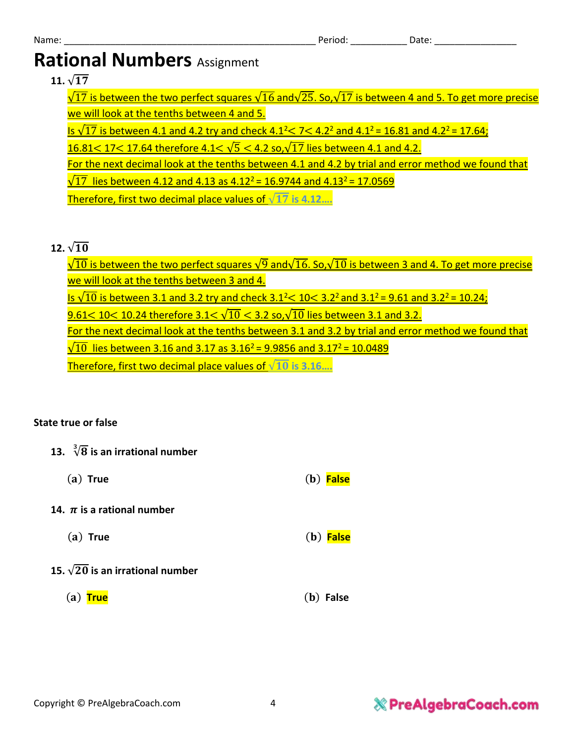Name: ________________________________________________ Period: __________ Date: _______________

# Rational Numbers Assignment

**11.** $\sqrt{17}$

$\sqrt{17}$ is between the two perfect squares $\sqrt{16}$ and $\sqrt{25}$. So, $\sqrt{17}$ is between 4 and 5. To get more precise we will look at the tenths between 4 and 5.

Is $\sqrt{17}$ is between 4.1 and 4.2 try and check $4.1^2 < 7 < 4.2^2$ and $4.1^2 = 16.81$ and $4.2^2 = 17.64$;

$16.81 < 17 < 17.64$ therefore $4.1 < \sqrt{5} < 4.2$ so, $\sqrt{17}$ lies between 4.1 and 4.2.

For the next decimal look at the tenths between 4.1 and 4.2 by trial and error method we found that $\sqrt{17}$ lies between 4.12 and 4.13 as $4.12^2 = 16.9744$ and $4.13^2 = 17.0569$

Therefore, first two decimal place values of $\sqrt{17}$ **is 4.12….**

**12.** $\sqrt{10}$

$\sqrt{10}$ is between the two perfect squares $\sqrt{9}$ and $\sqrt{16}$. So, $\sqrt{10}$ is between 3 and 4. To get more precise we will look at the tenths between 3 and 4.

Is $\sqrt{10}$ is between 3.1 and 3.2 try and check $3.1^2 < 10 < 3.2^2$ and $3.1^2 = 9.61$ and $3.2^2 = 10.24$;

$9.61 < 10 < 10.24$ therefore $3.1 < \sqrt{10} < 3.2$ so, $\sqrt{10}$ lies between 3.1 and 3.2.

For the next decimal look at the tenths between 3.1 and 3.2 by trial and error method we found that $\sqrt{10}$ lies between 3.16 and 3.17 as $3.16^2 = 9.9856$ and $3.17^2 = 10.0489$

Therefore, first two decimal place values of $\sqrt{10}$ **is 3.16….**

**State true or false**

**13.** $\sqrt[3]{8}$ **is an irrational number**

(a) True (b) **False**

**14.** $\pi$ **is a rational number**

(a) True (b) **False**

**15.** $\sqrt{20}$ **is an irrational number**

(a) **True** (b) False

Copyright © PreAlgebraCoach.com